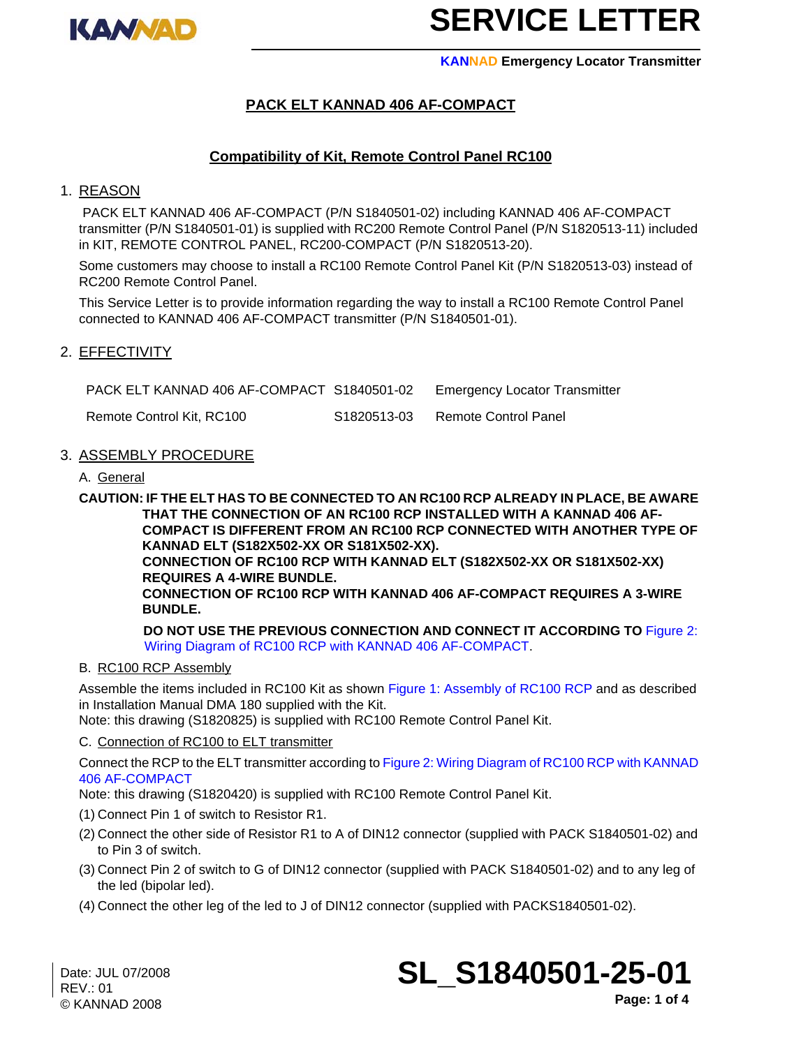# SERVICE LETTER

KANNAD Emergency Locator Transmitter

## PACK ELT KANNAD 406 AF-COMPACT

## Compatibility of Kit, Remote Control Panel RC100

### 1. REASON

PACK ELT KANNAD 406 AF-COMPACT (P/N S1840501-02) including KANNAD 406 AF-COMPACT transmitter (P/N S1840501-01) is supplied with RC200 Remote Control Panel (P/N S1820513-11) included in KIT, REMOTE CONTROL PANEL, RC200-COMPACT (P/N S1820513-20).

Some customers may choose to install a RC100 Remote Control Panel Kit (P/N S1820513-03) instead of RC200 Remote Control Panel.

This Service Letter is to provide information regarding the way to install a RC100 Remote Control Panel connected to KANNAD 406 AF-COMPACT transmitter (P/N S1840501-01).

### 2. EFFECTIVITY

| | | |
|---|---|---|
| PACK ELT KANNAD 406 AF-COMPACT | S1840501-02 | Emergency Locator Transmitter |
| Remote Control Kit, RC100 | S1820513-03 | Remote Control Panel |

### 3. ASSEMBLY PROCEDURE

A. General

**CAUTION: IF THE ELT HAS TO BE CONNECTED TO AN RC100 RCP ALREADY IN PLACE, BE AWARE THAT THE CONNECTION OF AN RC100 RCP INSTALLED WITH A KANNAD 406 AF-COMPACT IS DIFFERENT FROM AN RC100 RCP CONNECTED WITH ANOTHER TYPE OF KANNAD ELT (S182X502-XX OR S181X502-XX).**
**CONNECTION OF RC100 RCP WITH KANNAD ELT (S182X502-XX OR S181X502-XX) REQUIRES A 4-WIRE BUNDLE.**
**CONNECTION OF RC100 RCP WITH KANNAD 406 AF-COMPACT REQUIRES A 3-WIRE BUNDLE.**

**DO NOT USE THE PREVIOUS CONNECTION AND CONNECT IT ACCORDING TO** Figure 2: Wiring Diagram of RC100 RCP with KANNAD 406 AF-COMPACT.

B. RC100 RCP Assembly

Assemble the items included in RC100 Kit as shown Figure 1: Assembly of RC100 RCP and as described in Installation Manual DMA 180 supplied with the Kit.
Note: this drawing (S1820825) is supplied with RC100 Remote Control Panel Kit.

C. Connection of RC100 to ELT transmitter

Connect the RCP to the ELT transmitter according to Figure 2: Wiring Diagram of RC100 RCP with KANNAD 406 AF-COMPACT
Note: this drawing (S1820420) is supplied with RC100 Remote Control Panel Kit.

(1) Connect Pin 1 of switch to Resistor R1.

(2) Connect the other side of Resistor R1 to A of DIN12 connector (supplied with PACK S1840501-02) and to Pin 3 of switch.

(3) Connect Pin 2 of switch to G of DIN12 connector (supplied with PACK S1840501-02) and to any leg of the led (bipolar led).

(4) Connect the other leg of the led to J of DIN12 connector (supplied with PACKS1840501-02).

Date: JUL 07/2008
REV.: 01
© KANNAD 2008

SL_S1840501-25-01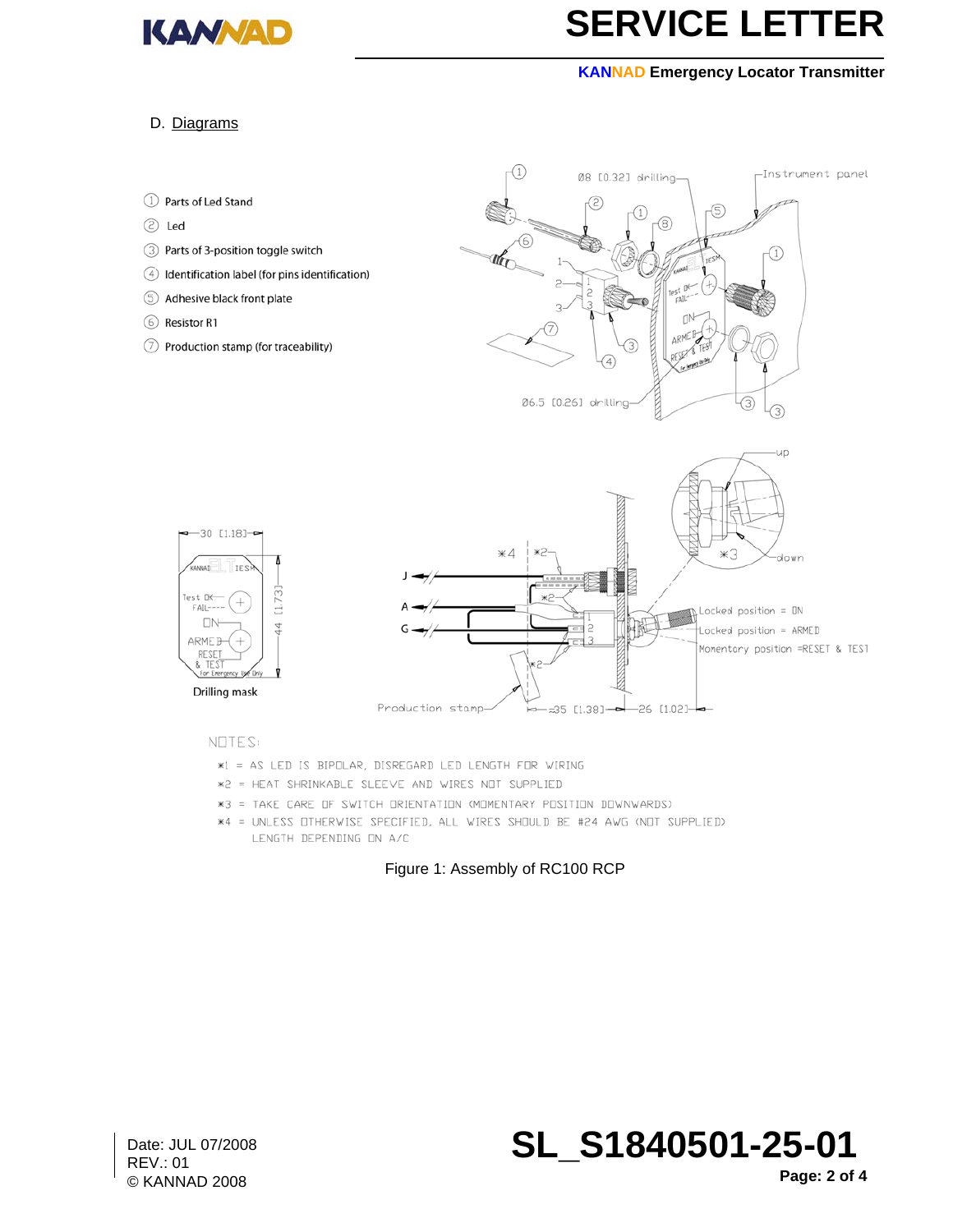D. Diagrams

1. Parts of Led Stand
2. Led
3. Parts of 3-position toggle switch
4. Identification label (for pins identification)
5. Adhesive black front plate
6. Resistor R1
7. Production stamp (for traceability)

NOTES:

*1 = AS LED IS BIPOLAR, DISREGARD LED LENGTH FOR WIRING

*2 = HEAT SHRINKABLE SLEEVE AND WIRES NOT SUPPLIED

*3 = TAKE CARE OF SWITCH ORIENTATION (MOMENTARY POSITION DOWNWARDS)

*4 = UNLESS OTHERWISE SPECIFIED, ALL WIRES SHOULD BE #24 AWG (NOT SUPPLIED) LENGTH DEPENDING ON A/C

Figure 1: Assembly of RC100 RCP

Date: JUL 07/2008
REV.: 01
© KANNAD 2008

SL_S1840501-25-01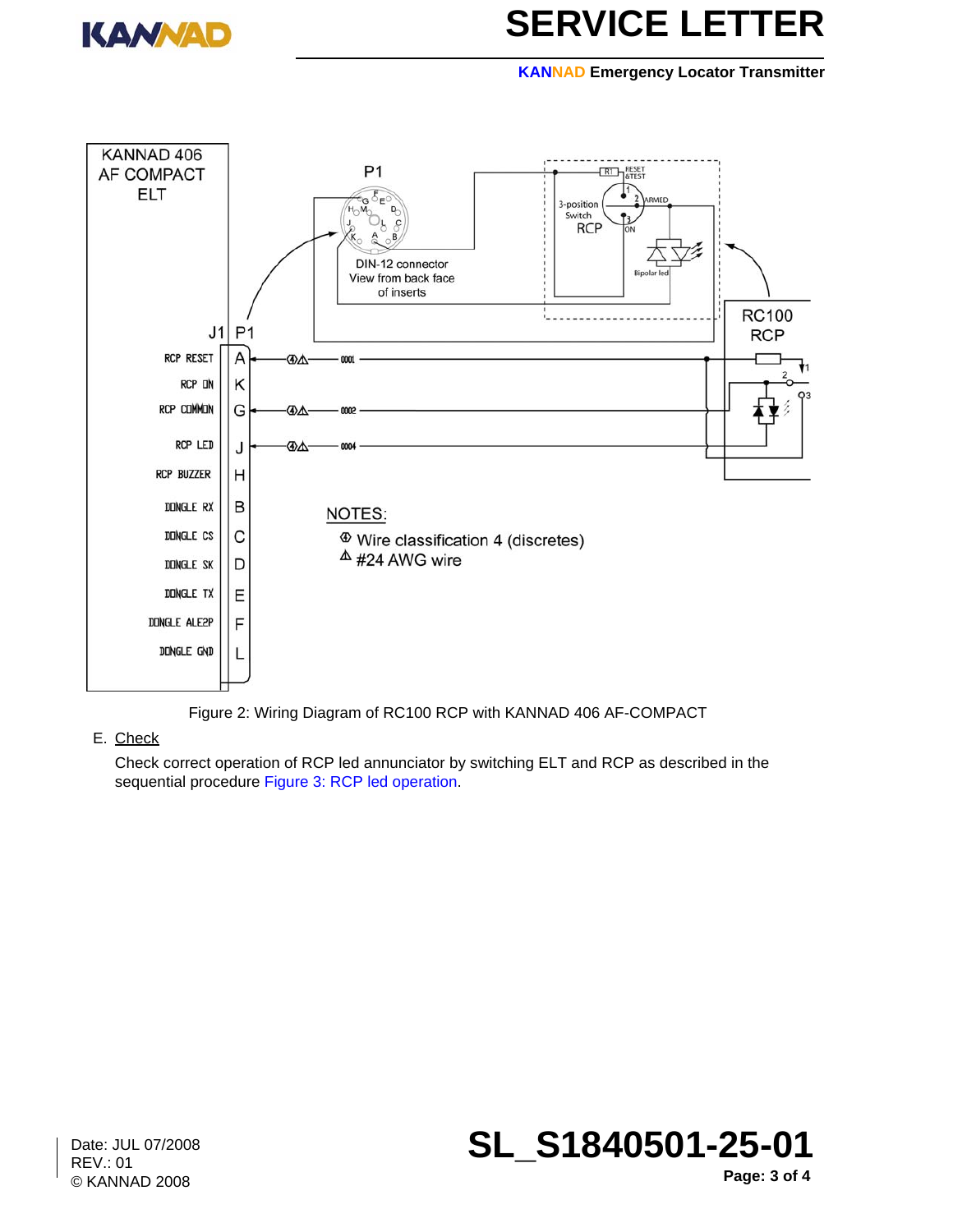KANNAD 406 AF COMPACT ELT

| J1 | P1 |
|---|---|
| RCP RESET | A |
| RCP ON | K |
| RCP COMMON | G |
| RCP LED | J |
| RCP BUZZER | H |
| DONGLE RX | B |
| DONGLE CS | C |
| DONGLE SK | D |
| DONGLE TX | E |
| DONGLE ALE2P | F |
| DONGLE GND | L |

P1

DIN-12 connector
View from back face
of inserts

3-position Switch RCP

RESET &TEST

ARMED

ON

Bipolar led

RC100 RCP

NOTES:

④ Wire classification 4 (discretes)

⚠ #24 AWG wire

Figure 2: Wiring Diagram of RC100 RCP with KANNAD 406 AF-COMPACT

E. Check

Check correct operation of RCP led annunciator by switching ELT and RCP as described in the sequential procedure Figure 3: RCP led operation.

Date: JUL 07/2008
REV.: 01
© KANNAD 2008

**SL_S1840501-25-01**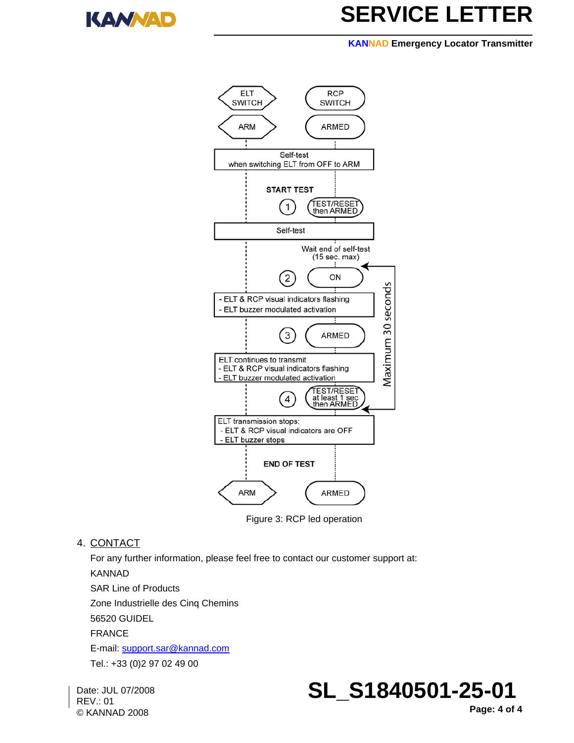ELT SWITCH

RCP SWITCH

ARM

ARMED

Self-test
when switching ELT from OFF to ARM

START TEST

1

TEST/RESET then ARMED

Self-test

Wait end of self-test
(15 sec. max)

2

ON

- ELT & RCP visual indicators flashing
- ELT buzzer modulated activation

3

ARMED

ELT continues to transmit
- ELT & RCP visual indicators flashing
- ELT buzzer modulated activation

4

TEST/RESET at least 1 sec then ARMED

Maximum 30 seconds

ELT transmission stops:
- ELT & RCP visual indicators are OFF
- ELT buzzer stops

END OF TEST

ARM

ARMED

Figure 3: RCP led operation

## 4. CONTACT

For any further information, please feel free to contact our customer support at:

KANNAD

SAR Line of Products

Zone Industrielle des Cinq Chemins

56520 GUIDEL

FRANCE

E-mail: support.sar@kannad.com

Tel.: +33 (0)2 97 02 49 00